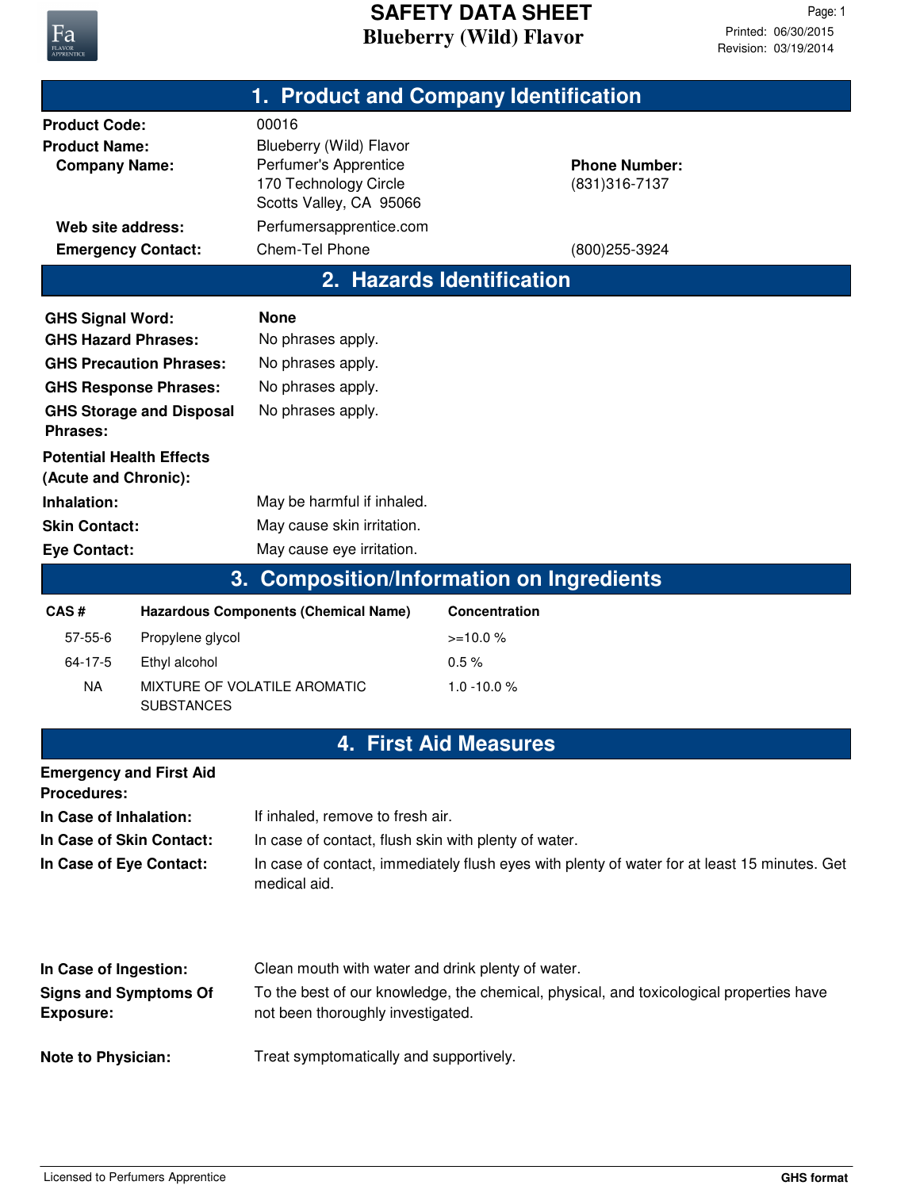# SAFETY DATA SHEET
## Blueberry (Wild) Flavor

Printed: 06/30/2015
Revision: 03/19/2014

## 1. Product and Company Identification

**Product Code:** 00016

**Product Name:** Blueberry (Wild) Flavor

**Company Name:** Perfumer's Apprentice
170 Technology Circle
Scotts Valley, CA 95066

**Phone Number:** (831)316-7137

**Web site address:** Perfumersapprentice.com

**Emergency Contact:** Chem-Tel Phone (800)255-3924

## 2. Hazards Identification

**GHS Signal Word:** **None**

**GHS Hazard Phrases:** No phrases apply.

**GHS Precaution Phrases:** No phrases apply.

**GHS Response Phrases:** No phrases apply.

**GHS Storage and Disposal Phrases:** No phrases apply.

**Potential Health Effects (Acute and Chronic):**

**Inhalation:** May be harmful if inhaled.

**Skin Contact:** May cause skin irritation.

**Eye Contact:** May cause eye irritation.

## 3. Composition/Information on Ingredients

| CAS # | Hazardous Components (Chemical Name) | Concentration |
|---|---|---|
| 57-55-6 | Propylene glycol | >=10.0 % |
| 64-17-5 | Ethyl alcohol | 0.5 % |
| NA | MIXTURE OF VOLATILE AROMATIC SUBSTANCES | 1.0 -10.0 % |

## 4. First Aid Measures

**Emergency and First Aid Procedures:**

**In Case of Inhalation:** If inhaled, remove to fresh air.

**In Case of Skin Contact:** In case of contact, flush skin with plenty of water.

**In Case of Eye Contact:** In case of contact, immediately flush eyes with plenty of water for at least 15 minutes. Get medical aid.

**In Case of Ingestion:** Clean mouth with water and drink plenty of water.

**Signs and Symptoms Of Exposure:** To the best of our knowledge, the chemical, physical, and toxicological properties have not been thoroughly investigated.

**Note to Physician:** Treat symptomatically and supportively.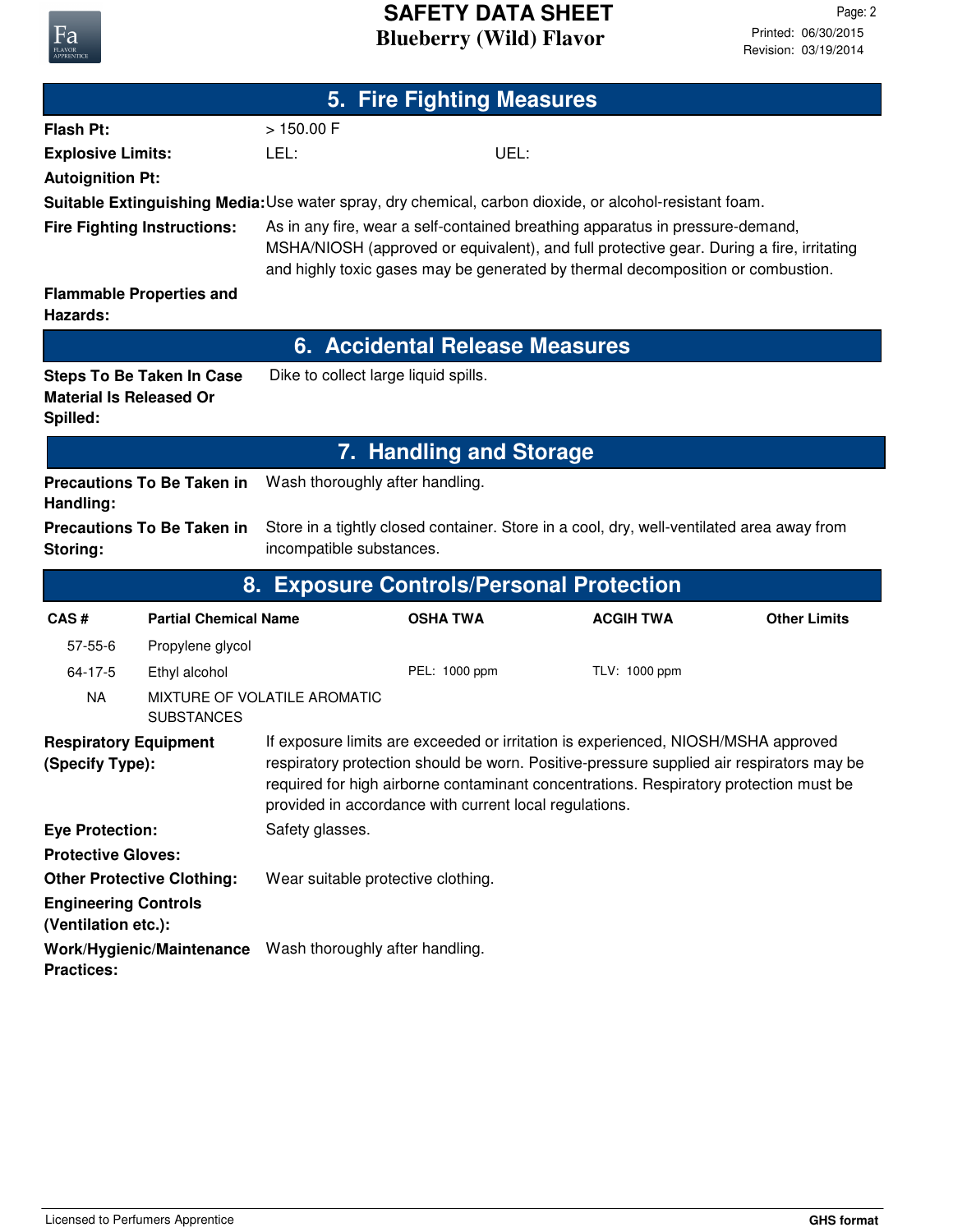## 5. Fire Fighting Measures

**Flash Pt:** > 150.00 F

**Explosive Limits:** LEL: UEL:

**Autoignition Pt:**

**Suitable Extinguishing Media:** Use water spray, dry chemical, carbon dioxide, or alcohol-resistant foam.

**Fire Fighting Instructions:** As in any fire, wear a self-contained breathing apparatus in pressure-demand, MSHA/NIOSH (approved or equivalent), and full protective gear. During a fire, irritating and highly toxic gases may be generated by thermal decomposition or combustion.

**Flammable Properties and Hazards:**

## 6. Accidental Release Measures

**Steps To Be Taken In Case Material Is Released Or Spilled:** Dike to collect large liquid spills.

## 7. Handling and Storage

**Precautions To Be Taken in Handling:** Wash thoroughly after handling.

**Precautions To Be Taken in Storing:** Store in a tightly closed container. Store in a cool, dry, well-ventilated area away from incompatible substances.

## 8. Exposure Controls/Personal Protection

| CAS # | Partial Chemical Name | OSHA TWA | ACGIH TWA | Other Limits |
|---|---|---|---|---|
| 57-55-6 | Propylene glycol | | | |
| 64-17-5 | Ethyl alcohol | PEL: 1000 ppm | TLV: 1000 ppm | |
| NA | MIXTURE OF VOLATILE AROMATIC SUBSTANCES | | | |

**Respiratory Equipment (Specify Type):** If exposure limits are exceeded or irritation is experienced, NIOSH/MSHA approved respiratory protection should be worn. Positive-pressure supplied air respirators may be required for high airborne contaminant concentrations. Respiratory protection must be provided in accordance with current local regulations.

**Eye Protection:** Safety glasses.

**Protective Gloves:**

**Other Protective Clothing:** Wear suitable protective clothing.

**Engineering Controls (Ventilation etc.):**

**Work/Hygienic/Maintenance Practices:** Wash thoroughly after handling.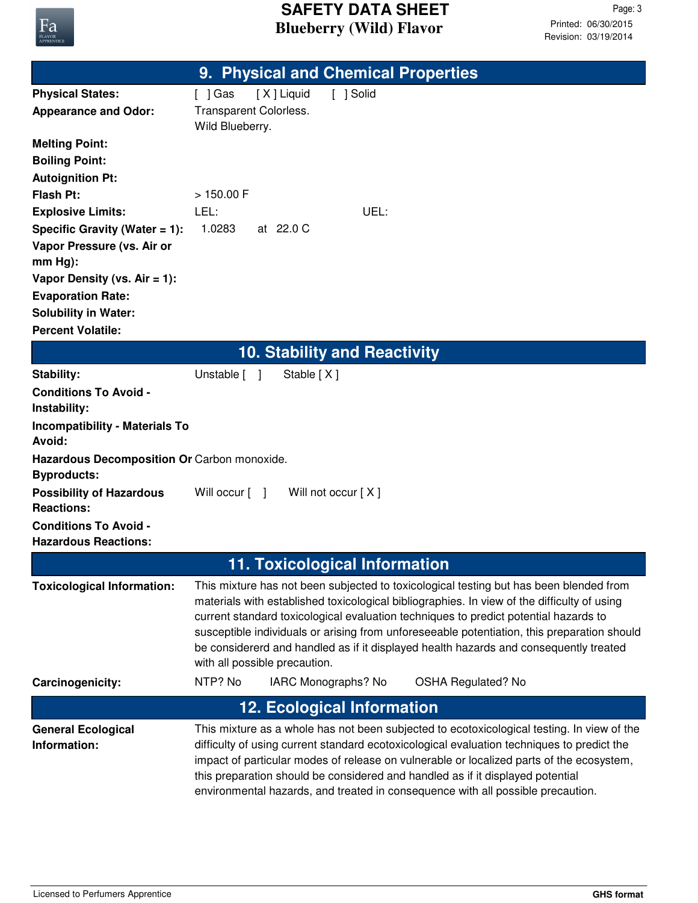## 9. Physical and Chemical Properties

| | |
|---|---|
| **Physical States:** | [ ] Gas [ X ] Liquid [ ] Solid |
| **Appearance and Odor:** | Transparent Colorless. Wild Blueberry. |
| **Melting Point:** | |
| **Boiling Point:** | |
| **Autoignition Pt:** | |
| **Flash Pt:** | > 150.00 F |
| **Explosive Limits:** | LEL: UEL: |
| **Specific Gravity (Water = 1):** | 1.0283 at 22.0 C |
| **Vapor Pressure (vs. Air or mm Hg):** | |
| **Vapor Density (vs. Air = 1):** | |
| **Evaporation Rate:** | |
| **Solubility in Water:** | |
| **Percent Volatile:** | |

## 10. Stability and Reactivity

| | |
|---|---|
| **Stability:** | Unstable [ ] Stable [ X ] |
| **Conditions To Avoid - Instability:** | |
| **Incompatibility - Materials To Avoid:** | |
| **Hazardous Decomposition Or Byproducts:** | Carbon monoxide. |
| **Possibility of Hazardous Reactions:** | Will occur [ ] Will not occur [ X ] |
| **Conditions To Avoid - Hazardous Reactions:** | |

## 11. Toxicological Information

**Toxicological Information:** This mixture has not been subjected to toxicological testing but has been blended from materials with established toxicological bibliographies. In view of the difficulty of using current standard toxicological evaluation techniques to predict potential hazards to susceptible individuals or arising from unforeseeable potentiation, this preparation should be considererd and handled as if it displayed health hazards and consequently treated with all possible precaution.

**Carcinogenicity:** NTP? No IARC Monographs? No OSHA Regulated? No

## 12. Ecological Information

**General Ecological Information:** This mixture as a whole has not been subjected to ecotoxicological testing. In view of the difficulty of using current standard ecotoxicological evaluation techniques to predict the impact of particular modes of release on vulnerable or localized parts of the ecosystem, this preparation should be considered and handled as if it displayed potential environmental hazards, and treated in consequence with all possible precaution.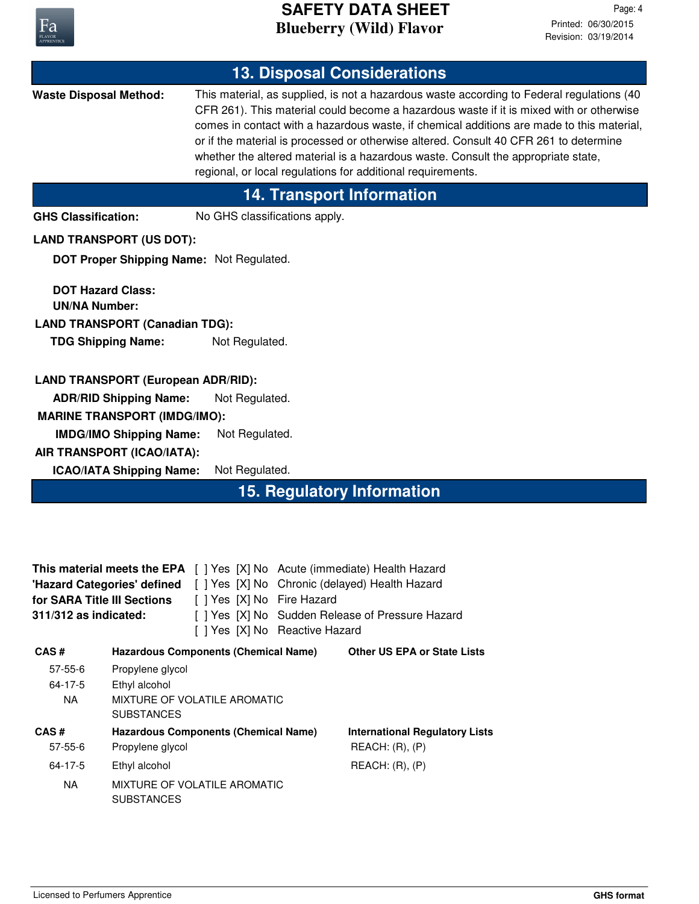## 13. Disposal Considerations

**Waste Disposal Method:** This material, as supplied, is not a hazardous waste according to Federal regulations (40 CFR 261). This material could become a hazardous waste if it is mixed with or otherwise comes in contact with a hazardous waste, if chemical additions are made to this material, or if the material is processed or otherwise altered. Consult 40 CFR 261 to determine whether the altered material is a hazardous waste. Consult the appropriate state, regional, or local regulations for additional requirements.

## 14. Transport Information

**GHS Classification:** No GHS classifications apply.

**LAND TRANSPORT (US DOT):**

**DOT Proper Shipping Name:** Not Regulated.

**DOT Hazard Class:**

**UN/NA Number:**

**LAND TRANSPORT (Canadian TDG):**

**TDG Shipping Name:** Not Regulated.

**LAND TRANSPORT (European ADR/RID):**

**ADR/RID Shipping Name:** Not Regulated.

**MARINE TRANSPORT (IMDG/IMO):**

**IMDG/IMO Shipping Name:** Not Regulated.

**AIR TRANSPORT (ICAO/IATA):**

**ICAO/IATA Shipping Name:** Not Regulated.

## 15. Regulatory Information

**This material meets the EPA 'Hazard Categories' defined for SARA Title III Sections 311/312 as indicated:**

[ ] Yes [X] No Acute (immediate) Health Hazard
[ ] Yes [X] No Chronic (delayed) Health Hazard
[ ] Yes [X] No Fire Hazard
[ ] Yes [X] No Sudden Release of Pressure Hazard
[ ] Yes [X] No Reactive Hazard

| CAS # | Hazardous Components (Chemical Name) | Other US EPA or State Lists |
|---|---|---|
| 57-55-6 | Propylene glycol | |
| 64-17-5 | Ethyl alcohol | |
| NA | MIXTURE OF VOLATILE AROMATIC SUBSTANCES | |

| CAS # | Hazardous Components (Chemical Name) | International Regulatory Lists |
|---|---|---|
| 57-55-6 | Propylene glycol | REACH: (R), (P) |
| 64-17-5 | Ethyl alcohol | REACH: (R), (P) |
| NA | MIXTURE OF VOLATILE AROMATIC SUBSTANCES | |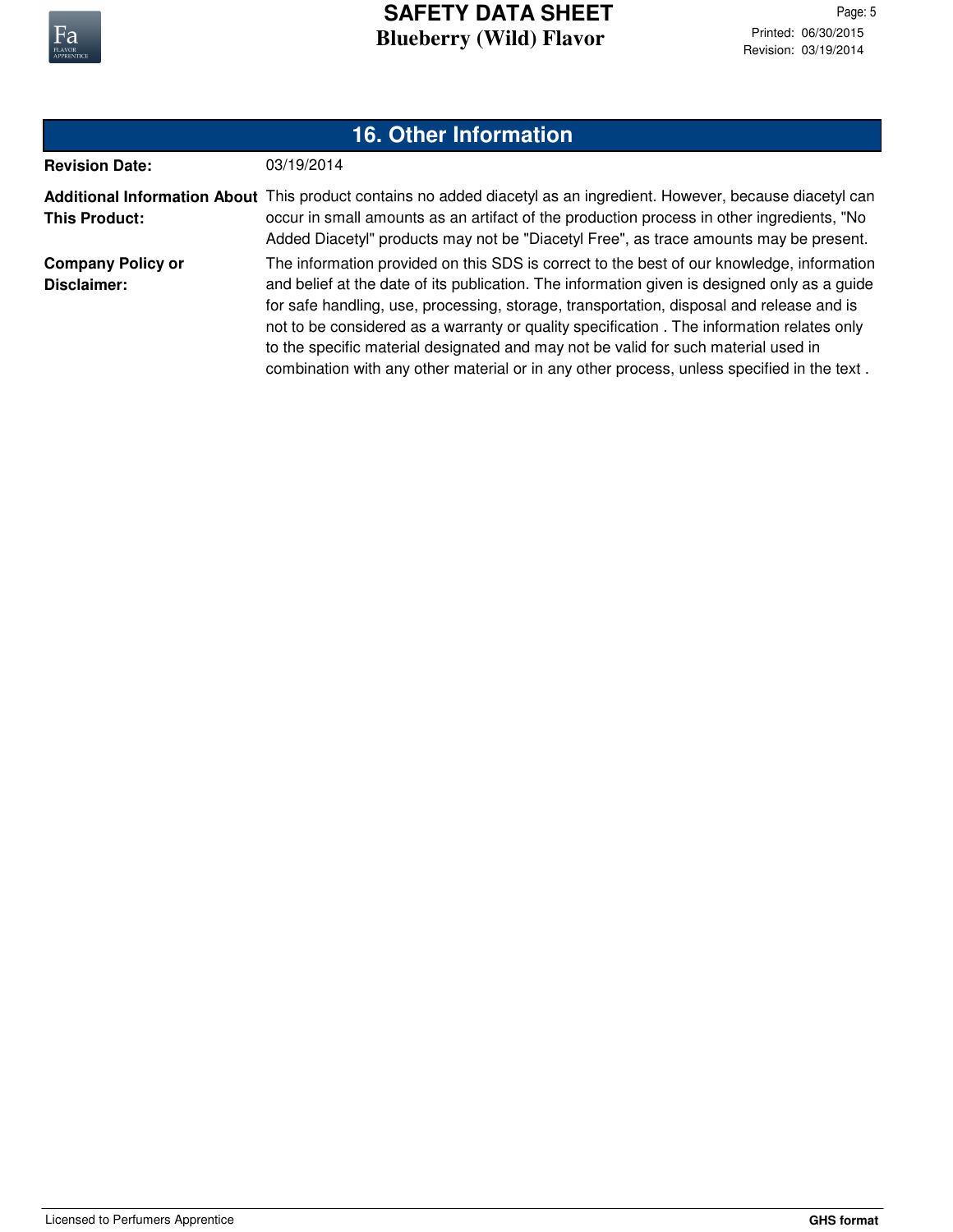## 16. Other Information

| | |
|---|---|
| **Revision Date:** | 03/19/2014 |
| **Additional Information About This Product:** | This product contains no added diacetyl as an ingredient. However, because diacetyl can occur in small amounts as an artifact of the production process in other ingredients, "No Added Diacetyl" products may not be "Diacetyl Free", as trace amounts may be present. |
| **Company Policy or Disclaimer:** | The information provided on this SDS is correct to the best of our knowledge, information and belief at the date of its publication. The information given is designed only as a guide for safe handling, use, processing, storage, transportation, disposal and release and is not to be considered as a warranty or quality specification . The information relates only to the specific material designated and may not be valid for such material used in combination with any other material or in any other process, unless specified in the text . |